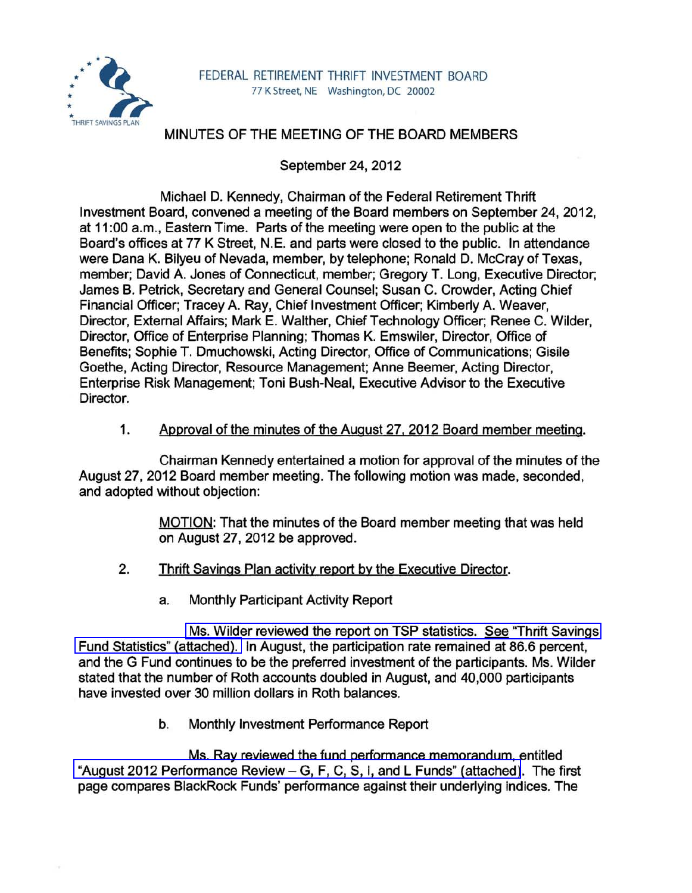FEDERAL RETIREMENT THRIFT INVESTMENT BOARD
77 K Street, NE Washington, DC 20002

# MINUTES OF THE MEETING OF THE BOARD MEMBERS

September 24, 2012

Michael D. Kennedy, Chairman of the Federal Retirement Thrift Investment Board, convened a meeting of the Board members on September 24, 2012, at 11:00 a.m., Eastern Time. Parts of the meeting were open to the public at the Board's offices at 77 K Street, N.E. and parts were closed to the public. In attendance were Dana K. Bilyeu of Nevada, member, by telephone; Ronald D. McCray of Texas, member; David A. Jones of Connecticut, member; Gregory T. Long, Executive Director; James B. Petrick, Secretary and General Counsel; Susan C. Crowder, Acting Chief Financial Officer; Tracey A. Ray, Chief Investment Officer; Kimberly A. Weaver, Director, External Affairs; Mark E. Walther, Chief Technology Officer; Renee C. Wilder, Director, Office of Enterprise Planning; Thomas K. Emswiler, Director, Office of Benefits; Sophie T. Dmuchowski, Acting Director, Office of Communications; Gisile Goethe, Acting Director, Resource Management; Anne Beemer, Acting Director, Enterprise Risk Management; Toni Bush-Neal, Executive Advisor to the Executive Director.

1. Approval of the minutes of the August 27, 2012 Board member meeting.

Chairman Kennedy entertained a motion for approval of the minutes of the August 27, 2012 Board member meeting. The following motion was made, seconded, and adopted without objection:

> MOTION: That the minutes of the Board member meeting that was held on August 27, 2012 be approved.

2. Thrift Savings Plan activity report by the Executive Director.

   a. Monthly Participant Activity Report

Ms. Wilder reviewed the report on TSP statistics. See "Thrift Savings Fund Statistics" (attached). In August, the participation rate remained at 86.6 percent, and the G Fund continues to be the preferred investment of the participants. Ms. Wilder stated that the number of Roth accounts doubled in August, and 40,000 participants have invested over 30 million dollars in Roth balances.

   b. Monthly Investment Performance Report

Ms. Ray reviewed the fund performance memorandum, entitled "August 2012 Performance Review – G, F, C, S, I, and L Funds" (attached). The first page compares BlackRock Funds' performance against their underlying indices. The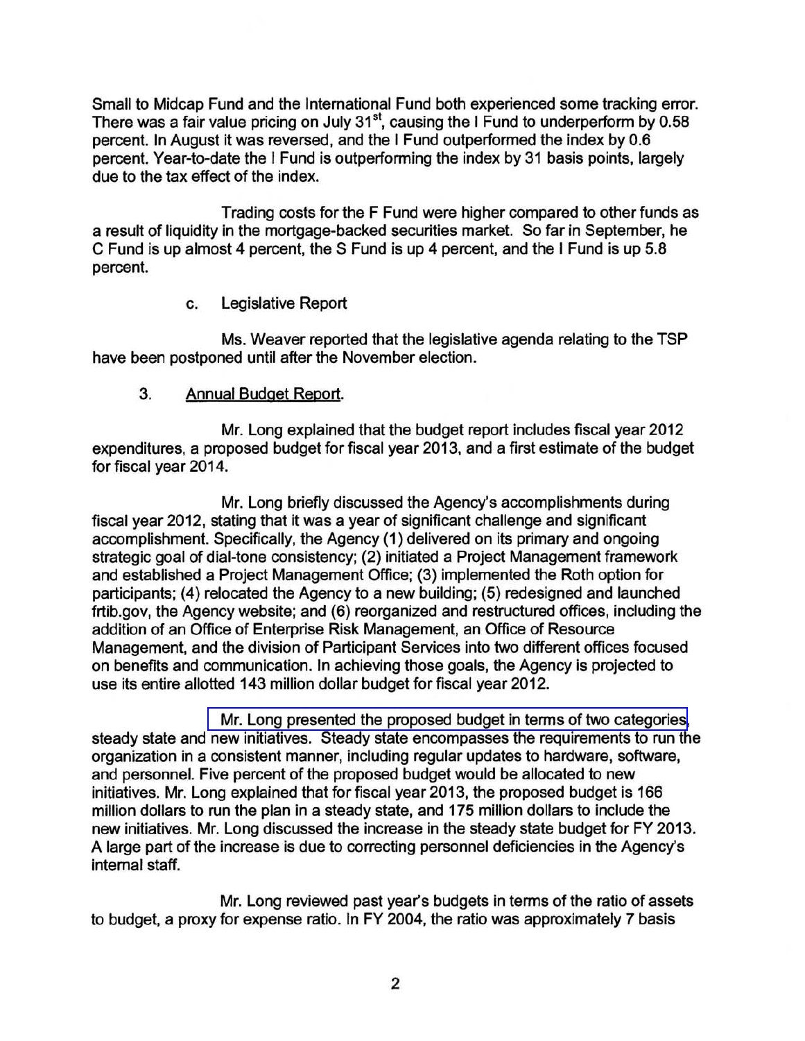Small to Midcap Fund and the International Fund both experienced some tracking error. There was a fair value pricing on July 31st, causing the I Fund to underperform by 0.58 percent. In August it was reversed, and the I Fund outperformed the index by 0.6 percent. Year-to-date the I Fund is outperforming the index by 31 basis points, largely due to the tax effect of the index.

Trading costs for the F Fund were higher compared to other funds as a result of liquidity in the mortgage-backed securities market. So far in September, he C Fund is up almost 4 percent, the S Fund is up 4 percent, and the I Fund is up 5.8 percent.

c. Legislative Report

Ms. Weaver reported that the legislative agenda relating to the TSP have been postponed until after the November election.

3. Annual Budget Report.

Mr. Long explained that the budget report includes fiscal year 2012 expenditures, a proposed budget for fiscal year 2013, and a first estimate of the budget for fiscal year 2014.

Mr. Long briefly discussed the Agency's accomplishments during fiscal year 2012, stating that it was a year of significant challenge and significant accomplishment. Specifically, the Agency (1) delivered on its primary and ongoing strategic goal of dial-tone consistency; (2) initiated a Project Management framework and established a Project Management Office; (3) implemented the Roth option for participants; (4) relocated the Agency to a new building; (5) redesigned and launched frtib.gov, the Agency website; and (6) reorganized and restructured offices, including the addition of an Office of Enterprise Risk Management, an Office of Resource Management, and the division of Participant Services into two different offices focused on benefits and communication. In achieving those goals, the Agency is projected to use its entire allotted 143 million dollar budget for fiscal year 2012.

Mr. Long presented the proposed budget in terms of two categories, steady state and new initiatives. Steady state encompasses the requirements to run the organization in a consistent manner, including regular updates to hardware, software, and personnel. Five percent of the proposed budget would be allocated to new initiatives. Mr. Long explained that for fiscal year 2013, the proposed budget is 166 million dollars to run the plan in a steady state, and 175 million dollars to include the new initiatives. Mr. Long discussed the increase in the steady state budget for FY 2013. A large part of the increase is due to correcting personnel deficiencies in the Agency's internal staff.

Mr. Long reviewed past year's budgets in terms of the ratio of assets to budget, a proxy for expense ratio. In FY 2004, the ratio was approximately 7 basis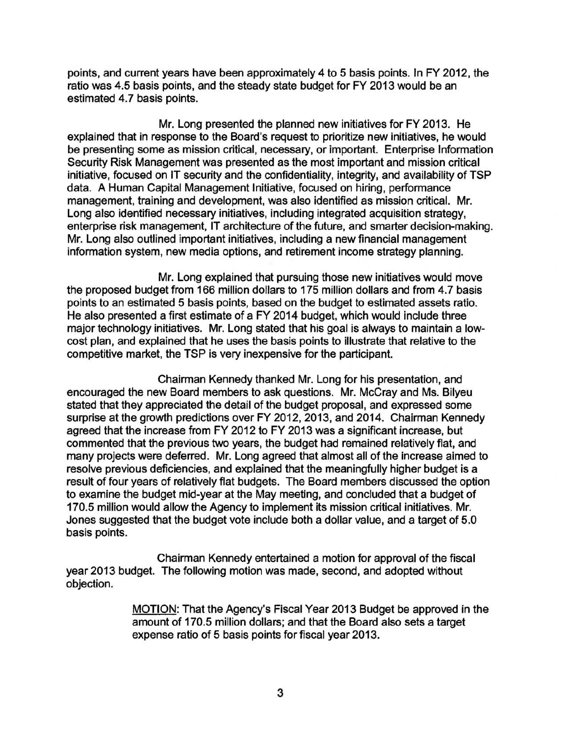points, and current years have been approximately 4 to 5 basis points. In FY 2012, the ratio was 4.5 basis points, and the steady state budget for FY 2013 would be an estimated 4.7 basis points.

Mr. Long presented the planned new initiatives for FY 2013. He explained that in response to the Board's request to prioritize new initiatives, he would be presenting some as mission critical, necessary, or important. Enterprise Information Security Risk Management was presented as the most important and mission critical initiative, focused on IT security and the confidentiality, integrity, and availability of TSP data. A Human Capital Management Initiative, focused on hiring, performance management, training and development, was also identified as mission critical. Mr. Long also identified necessary initiatives, including integrated acquisition strategy, enterprise risk management, IT architecture of the future, and smarter decision-making. Mr. Long also outlined important initiatives, including a new financial management information system, new media options, and retirement income strategy planning.

Mr. Long explained that pursuing those new initiatives would move the proposed budget from 166 million dollars to 175 million dollars and from 4.7 basis points to an estimated 5 basis points, based on the budget to estimated assets ratio. He also presented a first estimate of a FY 2014 budget, which would include three major technology initiatives. Mr. Long stated that his goal is always to maintain a low-cost plan, and explained that he uses the basis points to illustrate that relative to the competitive market, the TSP is very inexpensive for the participant.

Chairman Kennedy thanked Mr. Long for his presentation, and encouraged the new Board members to ask questions. Mr. McCray and Ms. Bilyeu stated that they appreciated the detail of the budget proposal, and expressed some surprise at the growth predictions over FY 2012, 2013, and 2014. Chairman Kennedy agreed that the increase from FY 2012 to FY 2013 was a significant increase, but commented that the previous two years, the budget had remained relatively flat, and many projects were deferred. Mr. Long agreed that almost all of the increase aimed to resolve previous deficiencies, and explained that the meaningfully higher budget is a result of four years of relatively flat budgets. The Board members discussed the option to examine the budget mid-year at the May meeting, and concluded that a budget of 170.5 million would allow the Agency to implement its mission critical initiatives. Mr. Jones suggested that the budget vote include both a dollar value, and a target of 5.0 basis points.

Chairman Kennedy entertained a motion for approval of the fiscal year 2013 budget. The following motion was made, second, and adopted without objection.

> MOTION: That the Agency's Fiscal Year 2013 Budget be approved in the amount of 170.5 million dollars; and that the Board also sets a target expense ratio of 5 basis points for fiscal year 2013.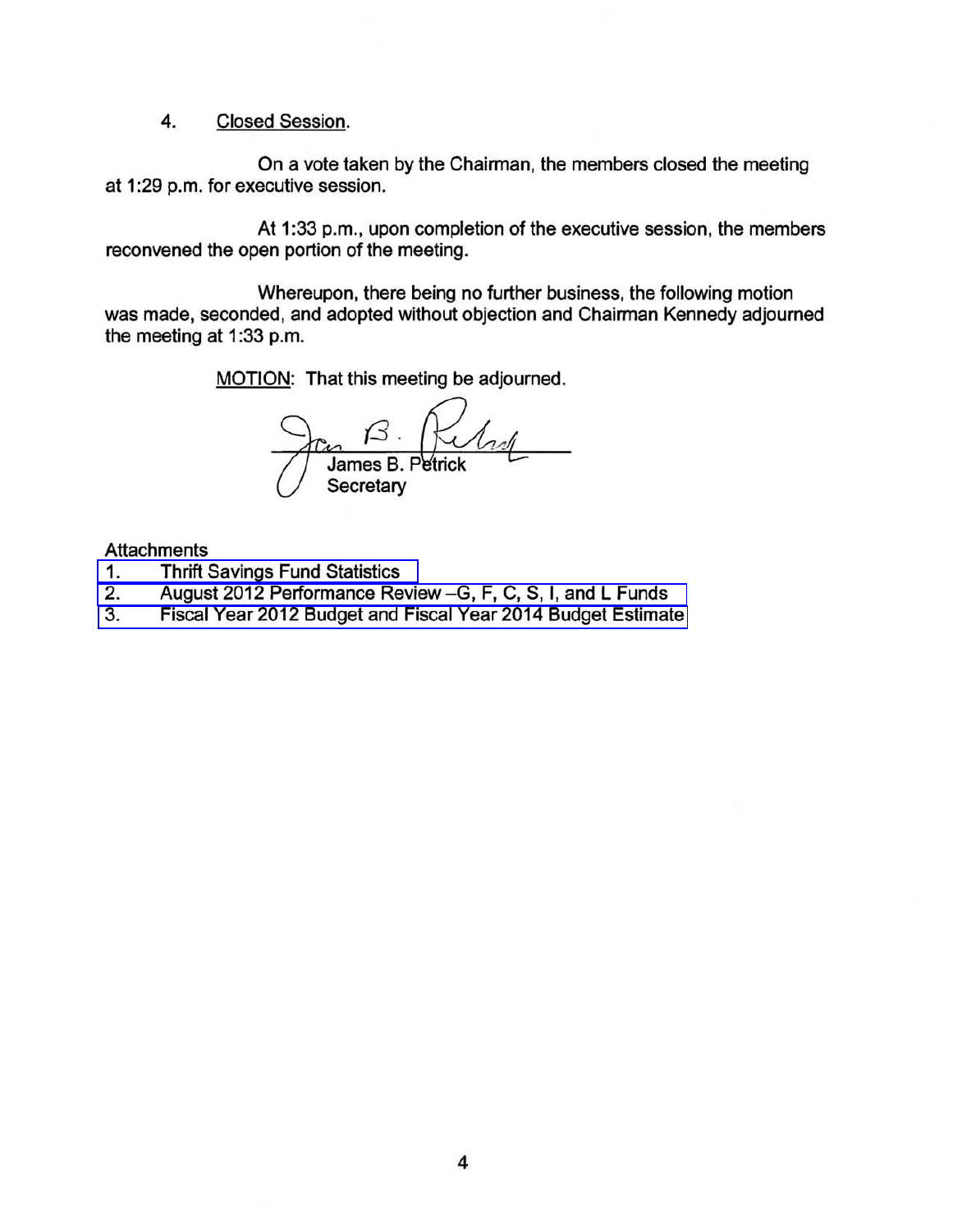4. Closed Session.

On a vote taken by the Chairman, the members closed the meeting at 1:29 p.m. for executive session.

At 1:33 p.m., upon completion of the executive session, the members reconvened the open portion of the meeting.

Whereupon, there being no further business, the following motion was made, seconded, and adopted without objection and Chairman Kennedy adjourned the meeting at 1:33 p.m.

MOTION: That this meeting be adjourned.

James B. Petrick
Secretary

Attachments

1. Thrift Savings Fund Statistics
2. August 2012 Performance Review – G, F, C, S, I, and L Funds
3. Fiscal Year 2012 Budget and Fiscal Year 2014 Budget Estimate